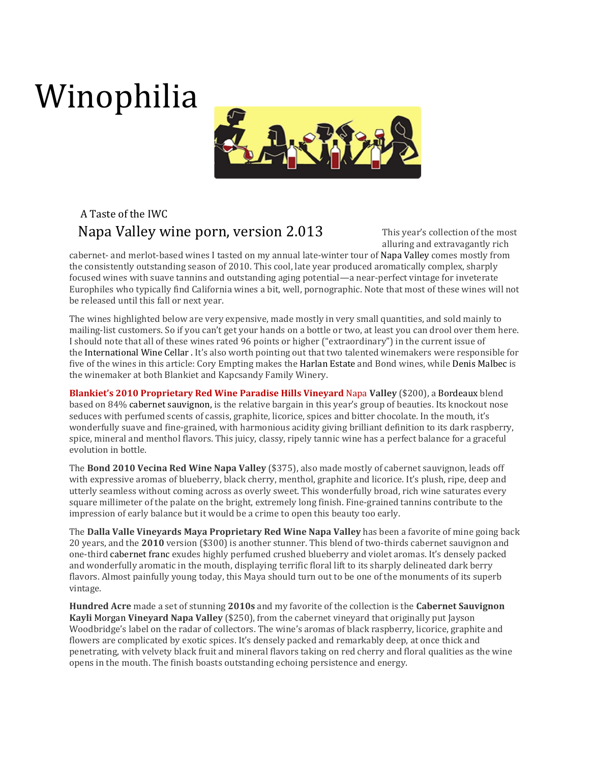# Winophilia

A Taste of the IWC

## Napa Valley wine porn, version 2.013

This year's collection of the most alluring and extravagantly rich cabernet- and merlot-based wines I tasted on my annual late-winter tour of Napa Valley comes mostly from the consistently outstanding season of 2010. This cool, late year produced aromatically complex, sharply focused wines with suave tannins and outstanding aging potential—a near-perfect vintage for inveterate Europhiles who typically find California wines a bit, well, pornographic. Note that most of these wines will not be released until this fall or next year.

The wines highlighted below are very expensive, made mostly in very small quantities, and sold mainly to mailing-list customers. So if you can't get your hands on a bottle or two, at least you can drool over them here. I should note that all of these wines rated 96 points or higher ("extraordinary") in the current issue of the International Wine Cellar . It's also worth pointing out that two talented winemakers were responsible for five of the wines in this article: Cory Empting makes the Harlan Estate and Bond wines, while Denis Malbec is the winemaker at both Blankiet and Kapcsandy Family Winery.

**Blankiet's 2010 Proprietary Red Wine Paradise Hills Vineyard** Napa **Valley** ($200), a Bordeaux blend based on 84% cabernet sauvignon, is the relative bargain in this year's group of beauties. Its knockout nose seduces with perfumed scents of cassis, graphite, licorice, spices and bitter chocolate. In the mouth, it's wonderfully suave and fine-grained, with harmonious acidity giving brilliant definition to its dark raspberry, spice, mineral and menthol flavors. This juicy, classy, ripely tannic wine has a perfect balance for a graceful evolution in bottle.

The **Bond 2010 Vecina Red Wine Napa Valley** ($375), also made mostly of cabernet sauvignon, leads off with expressive aromas of blueberry, black cherry, menthol, graphite and licorice. It's plush, ripe, deep and utterly seamless without coming across as overly sweet. This wonderfully broad, rich wine saturates every square millimeter of the palate on the bright, extremely long finish. Fine-grained tannins contribute to the impression of early balance but it would be a crime to open this beauty too early.

The **Dalla Valle Vineyards Maya Proprietary Red Wine Napa Valley** has been a favorite of mine going back 20 years, and the **2010** version ($300) is another stunner. This blend of two-thirds cabernet sauvignon and one-third cabernet franc exudes highly perfumed crushed blueberry and violet aromas. It's densely packed and wonderfully aromatic in the mouth, displaying terrific floral lift to its sharply delineated dark berry flavors. Almost painfully young today, this Maya should turn out to be one of the monuments of its superb vintage.

**Hundred Acre** made a set of stunning **2010s** and my favorite of the collection is the **Cabernet Sauvignon Kayli** Morgan **Vineyard Napa Valley** ($250), from the cabernet vineyard that originally put Jayson Woodbridge's label on the radar of collectors. The wine's aromas of black raspberry, licorice, graphite and flowers are complicated by exotic spices. It's densely packed and remarkably deep, at once thick and penetrating, with velvety black fruit and mineral flavors taking on red cherry and floral qualities as the wine opens in the mouth. The finish boasts outstanding echoing persistence and energy.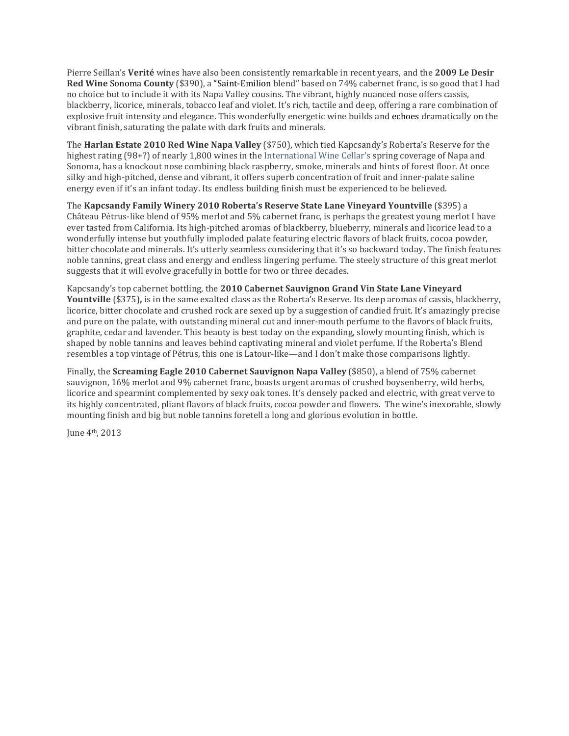Pierre Seillan's **Verité** wines have also been consistently remarkable in recent years, and the **2009 Le Desir Red Wine Sonoma County** ($390), a "Saint-Emilion blend" based on 74% cabernet franc, is so good that I had no choice but to include it with its Napa Valley cousins. The vibrant, highly nuanced nose offers cassis, blackberry, licorice, minerals, tobacco leaf and violet. It's rich, tactile and deep, offering a rare combination of explosive fruit intensity and elegance. This wonderfully energetic wine builds and echoes dramatically on the vibrant finish, saturating the palate with dark fruits and minerals.

The **Harlan Estate 2010 Red Wine Napa Valley** ($750), which tied Kapcsandy's Roberta's Reserve for the highest rating (98+?) of nearly 1,800 wines in the International Wine Cellar's spring coverage of Napa and Sonoma, has a knockout nose combining black raspberry, smoke, minerals and hints of forest floor. At once silky and high-pitched, dense and vibrant, it offers superb concentration of fruit and inner-palate saline energy even if it's an infant today. Its endless building finish must be experienced to be believed.

The **Kapcsandy Family Winery 2010 Roberta's Reserve State Lane Vineyard Yountville** ($395) a Château Pétrus-like blend of 95% merlot and 5% cabernet franc, is perhaps the greatest young merlot I have ever tasted from California. Its high-pitched aromas of blackberry, blueberry, minerals and licorice lead to a wonderfully intense but youthfully imploded palate featuring electric flavors of black fruits, cocoa powder, bitter chocolate and minerals. It's utterly seamless considering that it's so backward today. The finish features noble tannins, great class and energy and endless lingering perfume. The steely structure of this great merlot suggests that it will evolve gracefully in bottle for two or three decades.

Kapcsandy's top cabernet bottling, the **2010 Cabernet Sauvignon Grand Vin State Lane Vineyard Yountville** ($375)**,** is in the same exalted class as the Roberta's Reserve. Its deep aromas of cassis, blackberry, licorice, bitter chocolate and crushed rock are sexed up by a suggestion of candied fruit. It's amazingly precise and pure on the palate, with outstanding mineral cut and inner-mouth perfume to the flavors of black fruits, graphite, cedar and lavender. This beauty is best today on the expanding, slowly mounting finish, which is shaped by noble tannins and leaves behind captivating mineral and violet perfume. If the Roberta's Blend resembles a top vintage of Pétrus, this one is Latour-like—and I don't make those comparisons lightly.

Finally, the **Screaming Eagle 2010 Cabernet Sauvignon Napa Valley** ($850), a blend of 75% cabernet sauvignon, 16% merlot and 9% cabernet franc, boasts urgent aromas of crushed boysenberry, wild herbs, licorice and spearmint complemented by sexy oak tones. It's densely packed and electric, with great verve to its highly concentrated, pliant flavors of black fruits, cocoa powder and flowers. The wine's inexorable, slowly mounting finish and big but noble tannins foretell a long and glorious evolution in bottle.

June 4th, 2013